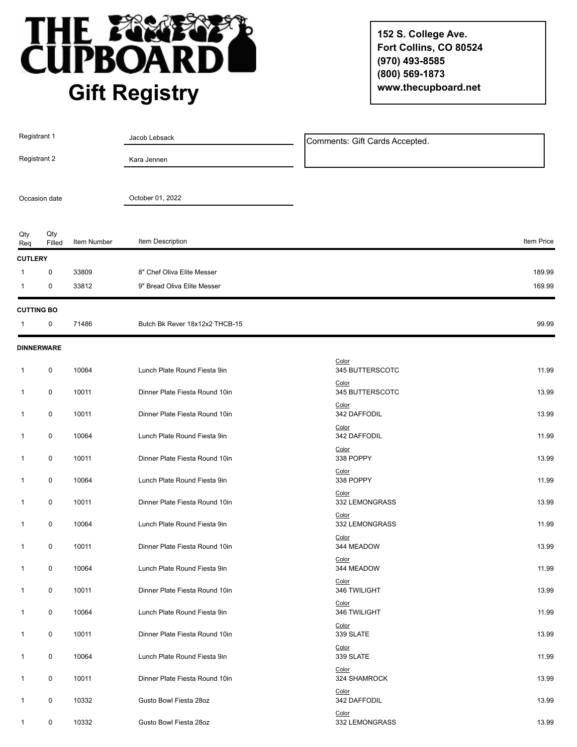# THE CUPBOARD

## Gift Registry

152 S. College Ave.
Fort Collins, CO 80524
(970) 493-8585
(800) 569-1873
www.thecupboard.net

Registrant 1: Jacob Lebsack

Registrant 2: Kara Jennen

Occasion date: October 01, 2022

Comments: Gift Cards Accepted.

| Qty Req | Qty Filled | Item Number | Item Description | Color | Item Price |
|---|---|---|---|---|---|
| **CUTLERY** | | | | | |
| 1 | 0 | 33809 | 8" Chef Oliva Elite Messer | | 189.99 |
| 1 | 0 | 33812 | 9" Bread Oliva Elite Messer | | 169.99 |
| **CUTTING BO** | | | | | |
| 1 | 0 | 71486 | Butch Bk Rever 18x12x2 THCB-15 | | 99.99 |
| **DINNERWARE** | | | | | |
| 1 | 0 | 10064 | Lunch Plate Round Fiesta 9in | 345 BUTTERSCOTC | 11.99 |
| 1 | 0 | 10011 | Dinner Plate Fiesta Round 10in | 345 BUTTERSCOTC | 13.99 |
| 1 | 0 | 10011 | Dinner Plate Fiesta Round 10in | 342 DAFFODIL | 13.99 |
| 1 | 0 | 10064 | Lunch Plate Round Fiesta 9in | 342 DAFFODIL | 11.99 |
| 1 | 0 | 10011 | Dinner Plate Fiesta Round 10in | 338 POPPY | 13.99 |
| 1 | 0 | 10064 | Lunch Plate Round Fiesta 9in | 338 POPPY | 11.99 |
| 1 | 0 | 10011 | Dinner Plate Fiesta Round 10in | 332 LEMONGRASS | 13.99 |
| 1 | 0 | 10064 | Lunch Plate Round Fiesta 9in | 332 LEMONGRASS | 11.99 |
| 1 | 0 | 10011 | Dinner Plate Fiesta Round 10in | 344 MEADOW | 13.99 |
| 1 | 0 | 10064 | Lunch Plate Round Fiesta 9in | 344 MEADOW | 11.99 |
| 1 | 0 | 10011 | Dinner Plate Fiesta Round 10in | 346 TWILIGHT | 13.99 |
| 1 | 0 | 10064 | Lunch Plate Round Fiesta 9in | 346 TWILIGHT | 11.99 |
| 1 | 0 | 10011 | Dinner Plate Fiesta Round 10in | 339 SLATE | 13.99 |
| 1 | 0 | 10064 | Lunch Plate Round Fiesta 9in | 339 SLATE | 11.99 |
| 1 | 0 | 10011 | Dinner Plate Fiesta Round 10in | 324 SHAMROCK | 13.99 |
| 1 | 0 | 10332 | Gusto Bowl Fiesta 28oz | 342 DAFFODIL | 13.99 |
| 1 | 0 | 10332 | Gusto Bowl Fiesta 28oz | 332 LEMONGRASS | 13.99 |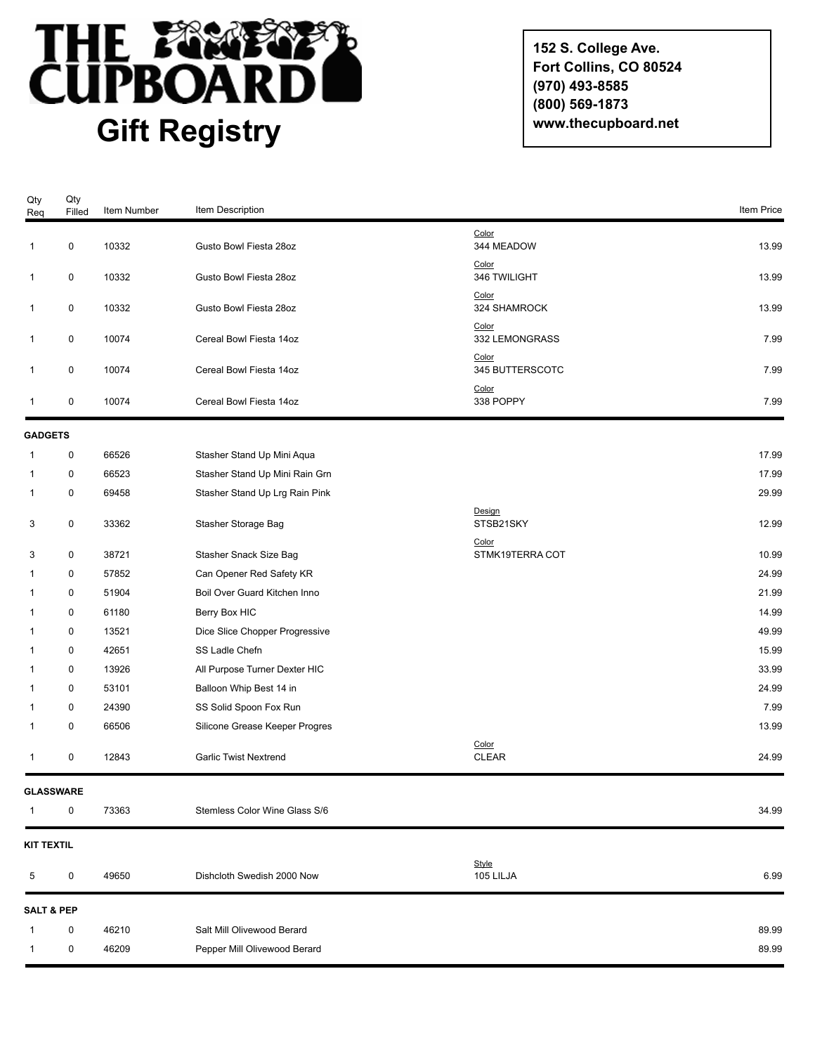# THE CUPBOARD

## Gift Registry

**152 S. College Ave.**
**Fort Collins, CO 80524**
**(970) 493-8585**
**(800) 569-1873**
**www.thecupboard.net**

| Qty Req | Qty Filled | Item Number | Item Description | | Item Price |
|---|---|---|---|---|---|
| 1 | 0 | 10332 | Gusto Bowl Fiesta 28oz | Color<br>344 MEADOW | 13.99 |
| 1 | 0 | 10332 | Gusto Bowl Fiesta 28oz | Color<br>346 TWILIGHT | 13.99 |
| 1 | 0 | 10332 | Gusto Bowl Fiesta 28oz | Color<br>324 SHAMROCK | 13.99 |
| 1 | 0 | 10074 | Cereal Bowl Fiesta 14oz | Color<br>332 LEMONGRASS | 7.99 |
| 1 | 0 | 10074 | Cereal Bowl Fiesta 14oz | Color<br>345 BUTTERSCOTC | 7.99 |
| 1 | 0 | 10074 | Cereal Bowl Fiesta 14oz | Color<br>338 POPPY | 7.99 |
| **GADGETS** | | | | | |
| 1 | 0 | 66526 | Stasher Stand Up Mini Aqua | | 17.99 |
| 1 | 0 | 66523 | Stasher Stand Up Mini Rain Grn | | 17.99 |
| 1 | 0 | 69458 | Stasher Stand Up Lrg Rain Pink | | 29.99 |
| 3 | 0 | 33362 | Stasher Storage Bag | Design<br>STSB21SKY | 12.99 |
| 3 | 0 | 38721 | Stasher Snack Size Bag | Color<br>STMK19TERRA COT | 10.99 |
| 1 | 0 | 57852 | Can Opener Red Safety KR | | 24.99 |
| 1 | 0 | 51904 | Boil Over Guard Kitchen Inno | | 21.99 |
| 1 | 0 | 61180 | Berry Box HIC | | 14.99 |
| 1 | 0 | 13521 | Dice Slice Chopper Progressive | | 49.99 |
| 1 | 0 | 42651 | SS Ladle Chefn | | 15.99 |
| 1 | 0 | 13926 | All Purpose Turner Dexter HIC | | 33.99 |
| 1 | 0 | 53101 | Balloon Whip Best 14 in | | 24.99 |
| 1 | 0 | 24390 | SS Solid Spoon Fox Run | | 7.99 |
| 1 | 0 | 66506 | Silicone Grease Keeper Progres | | 13.99 |
| 1 | 0 | 12843 | Garlic Twist Nextrend | Color<br>CLEAR | 24.99 |
| **GLASSWARE** | | | | | |
| 1 | 0 | 73363 | Stemless Color Wine Glass S/6 | | 34.99 |
| **KIT TEXTIL** | | | | | |
| 5 | 0 | 49650 | Dishcloth Swedish 2000 Now | Style<br>105 LILJA | 6.99 |
| **SALT & PEP** | | | | | |
| 1 | 0 | 46210 | Salt Mill Olivewood Berard | | 89.99 |
| 1 | 0 | 46209 | Pepper Mill Olivewood Berard | | 89.99 |